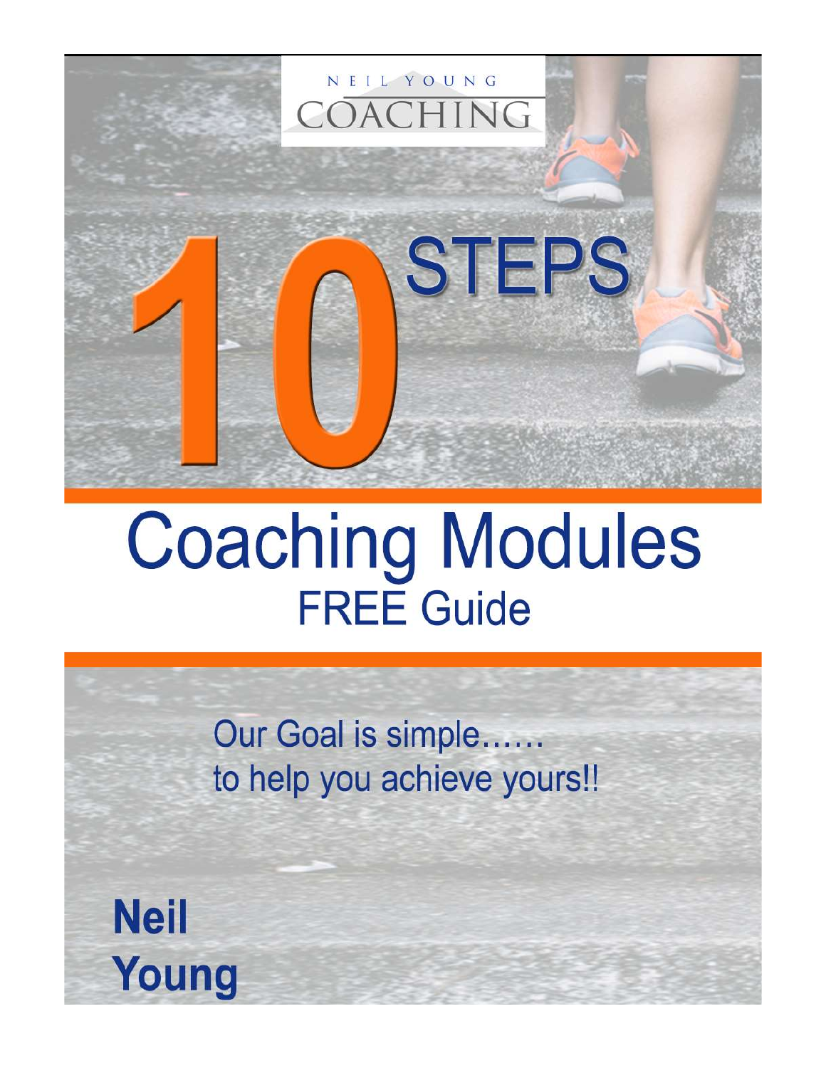NEIL YOUNG

COACHING

# 10 STEPS

# Coaching Modules

## FREE Guide

Our Goal is simple……
to help you achieve yours!!

**Neil Young**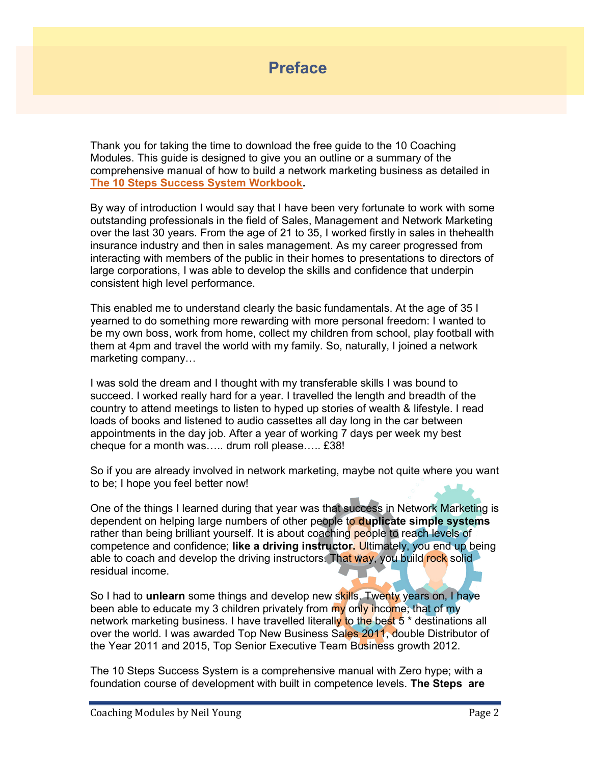# Preface

Thank you for taking the time to download the free guide to the 10 Coaching Modules. This guide is designed to give you an outline or a summary of the comprehensive manual of how to build a network marketing business as detailed in **The 10 Steps Success System Workbook**.

By way of introduction I would say that I have been very fortunate to work with some outstanding professionals in the field of Sales, Management and Network Marketing over the last 30 years. From the age of 21 to 35, I worked firstly in sales in thehealth insurance industry and then in sales management. As my career progressed from interacting with members of the public in their homes to presentations to directors of large corporations, I was able to develop the skills and confidence that underpin consistent high level performance.

This enabled me to understand clearly the basic fundamentals. At the age of 35 I yearned to do something more rewarding with more personal freedom: I wanted to be my own boss, work from home, collect my children from school, play football with them at 4pm and travel the world with my family. So, naturally, I joined a network marketing company…

I was sold the dream and I thought with my transferable skills I was bound to succeed. I worked really hard for a year. I travelled the length and breadth of the country to attend meetings to listen to hyped up stories of wealth & lifestyle. I read loads of books and listened to audio cassettes all day long in the car between appointments in the day job. After a year of working 7 days per week my best cheque for a month was….. drum roll please….. £38!

So if you are already involved in network marketing, maybe not quite where you want to be; I hope you feel better now!

One of the things I learned during that year was that success in Network Marketing is dependent on helping large numbers of other people to **duplicate simple systems** rather than being brilliant yourself. It is about coaching people to reach levels of competence and confidence; **like a driving instructor.** Ultimately, you end up being able to coach and develop the driving instructors. That way, you build rock solid residual income.

So I had to **unlearn** some things and develop new skills. Twenty years on, I have been able to educate my 3 children privately from my only income; that of my network marketing business. I have travelled literally to the best 5 * destinations all over the world. I was awarded Top New Business Sales 2011, double Distributor of the Year 2011 and 2015, Top Senior Executive Team Business growth 2012.

The 10 Steps Success System is a comprehensive manual with Zero hype; with a foundation course of development with built in competence levels. **The Steps are**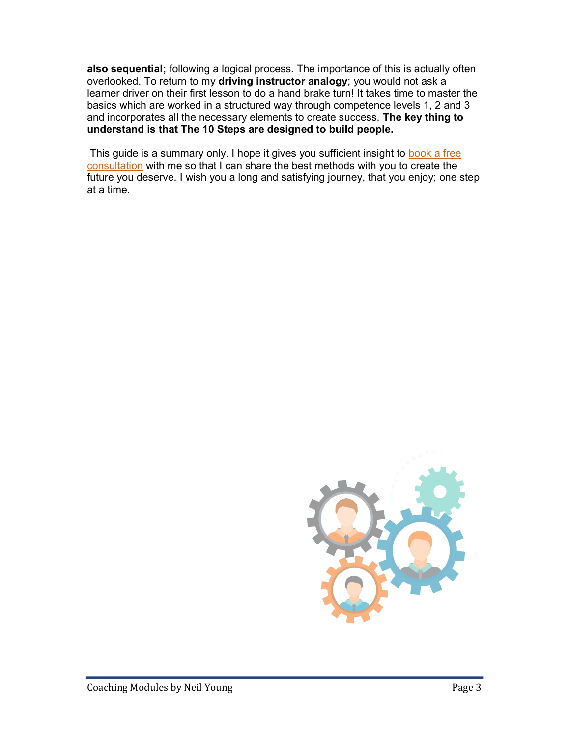**also sequential;** following a logical process. The importance of this is actually often overlooked. To return to my **driving instructor analogy**; you would not ask a learner driver on their first lesson to do a hand brake turn! It takes time to master the basics which are worked in a structured way through competence levels 1, 2 and 3 and incorporates all the necessary elements to create success. **The key thing to understand is that The 10 Steps are designed to build people.**

This guide is a summary only. I hope it gives you sufficient insight to book a free consultation with me so that I can share the best methods with you to create the future you deserve. I wish you a long and satisfying journey, that you enjoy; one step at a time.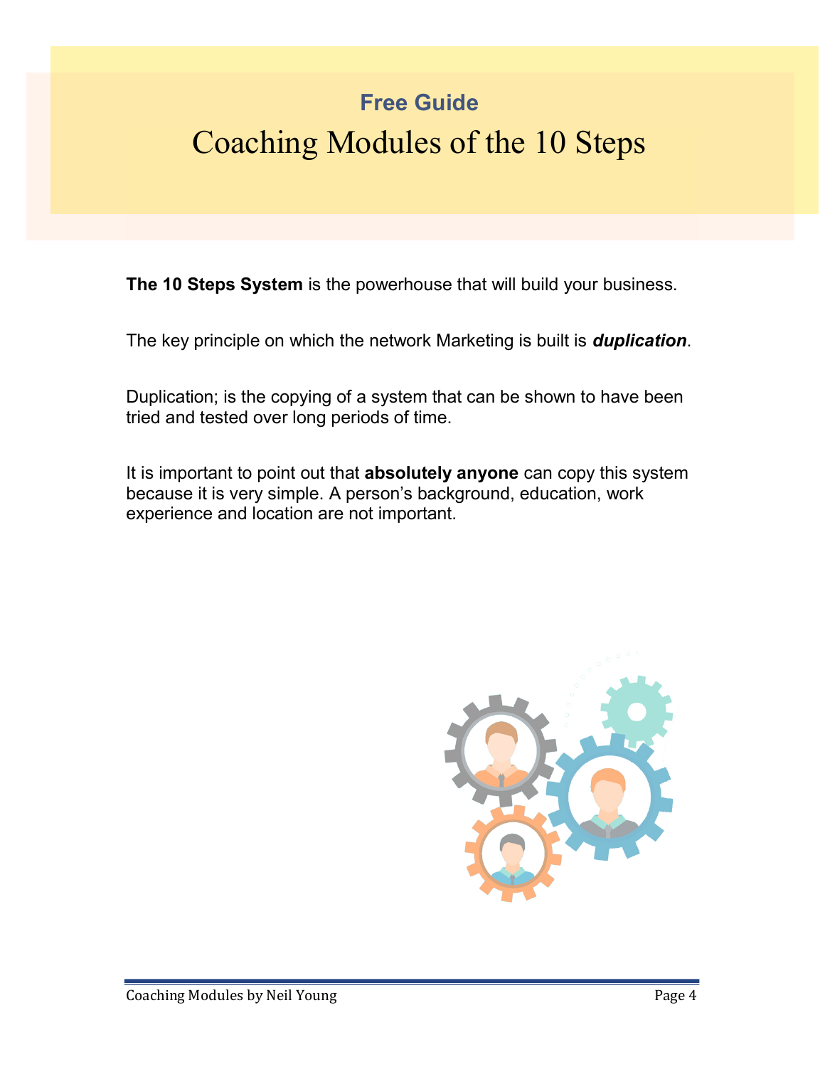**Free Guide**

# Coaching Modules of the 10 Steps

**The 10 Steps System** is the powerhouse that will build your business.

The key principle on which the network Marketing is built is ***duplication***.

Duplication; is the copying of a system that can be shown to have been tried and tested over long periods of time.

It is important to point out that **absolutely anyone** can copy this system because it is very simple. A person's background, education, work experience and location are not important.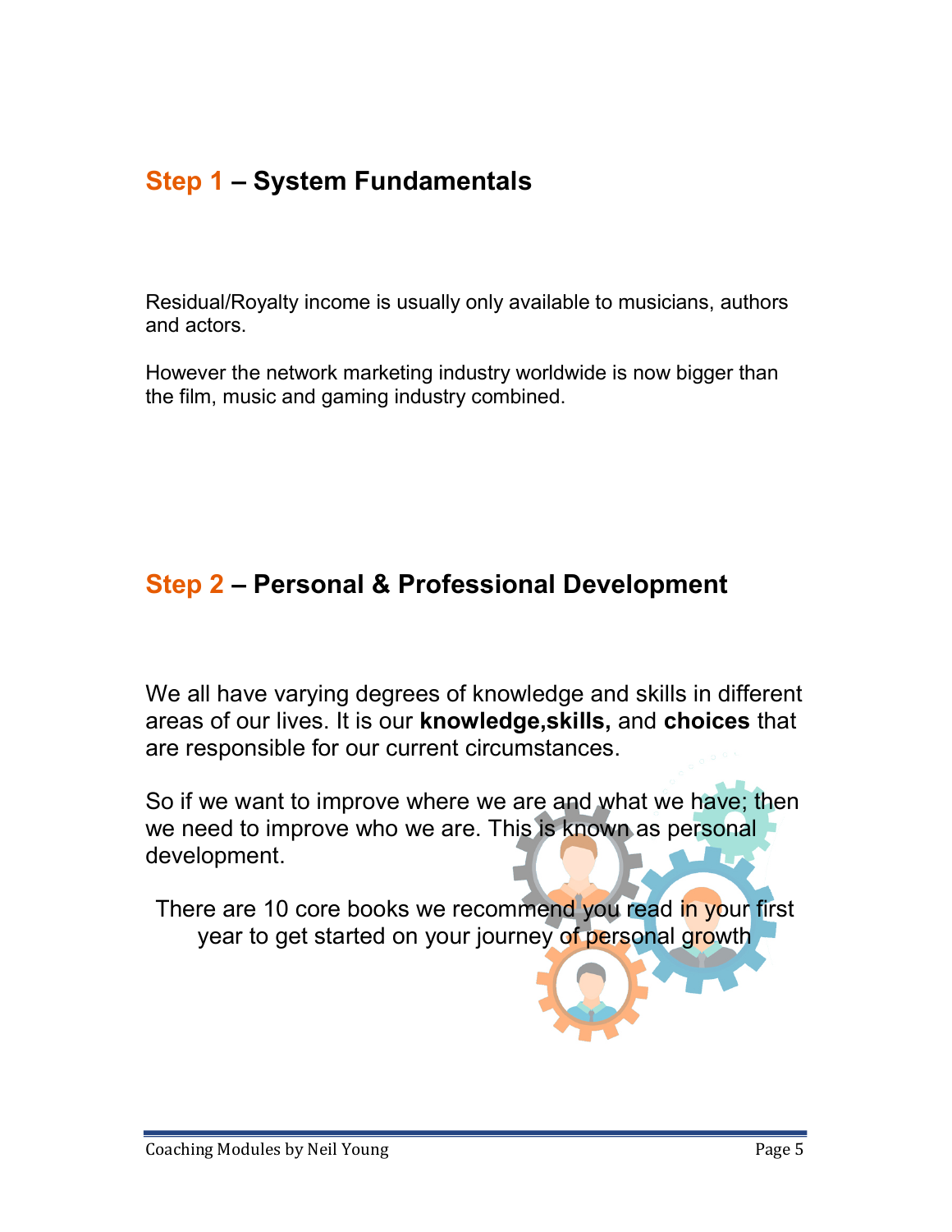## Step 1 – System Fundamentals

Residual/Royalty income is usually only available to musicians, authors and actors.

However the network marketing industry worldwide is now bigger than the film, music and gaming industry combined.

## Step 2 – Personal & Professional Development

We all have varying degrees of knowledge and skills in different areas of our lives. It is our **knowledge,skills,** and **choices** that are responsible for our current circumstances.

So if we want to improve where we are and what we have; then we need to improve who we are. This is known as personal development.

There are 10 core books we recommend you read in your first year to get started on your journey of personal growth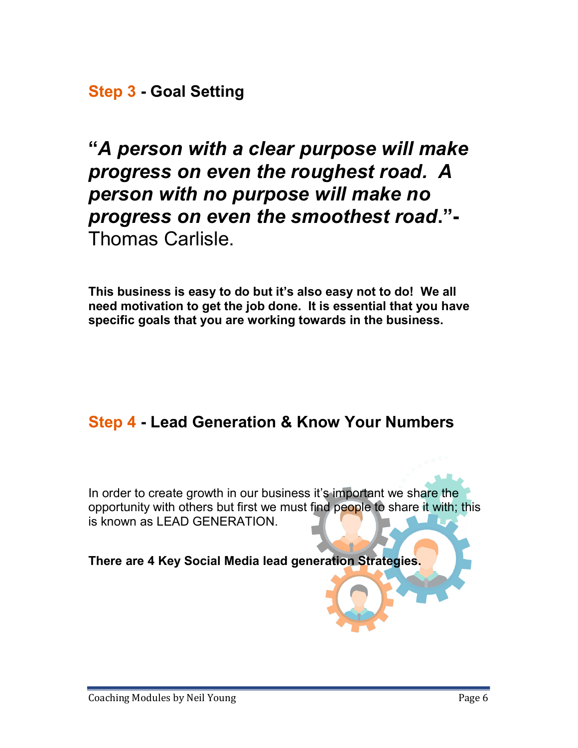## **Step 3** - Goal Setting

***"A person with a clear purpose will make progress on even the roughest road. A person with no purpose will make no progress on even the smoothest road."***- Thomas Carlisle.

**This business is easy to do but it's also easy not to do! We all need motivation to get the job done. It is essential that you have specific goals that you are working towards in the business.**

## **Step 4** - Lead Generation & Know Your Numbers

In order to create growth in our business it's important we share the opportunity with others but first we must find people to share it with; this is known as LEAD GENERATION.

**There are 4 Key Social Media lead generation Strategies.**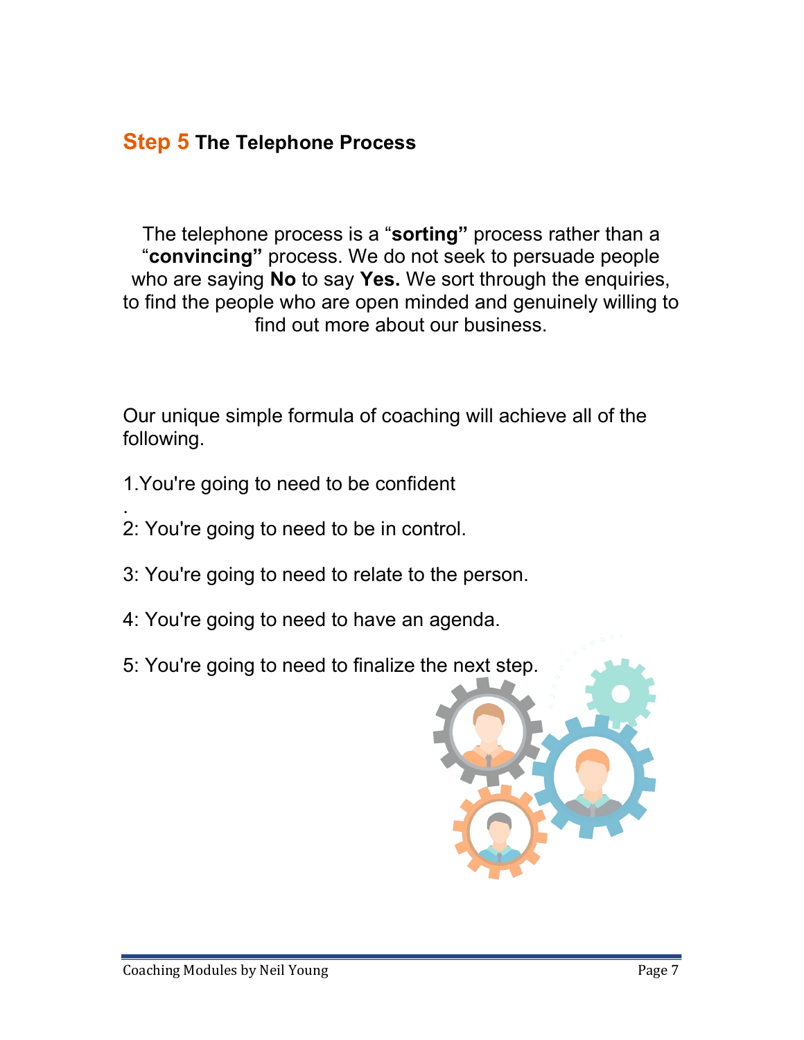## **Step 5** The Telephone Process

The telephone process is a "**sorting"** process rather than a "**convincing"** process. We do not seek to persuade people who are saying **No** to say **Yes.** We sort through the enquiries, to find the people who are open minded and genuinely willing to find out more about our business.

Our unique simple formula of coaching will achieve all of the following.

1.You're going to need to be confident
.
2: You're going to need to be in control.

3: You're going to need to relate to the person.

4: You're going to need to have an agenda.

5: You're going to need to finalize the next step.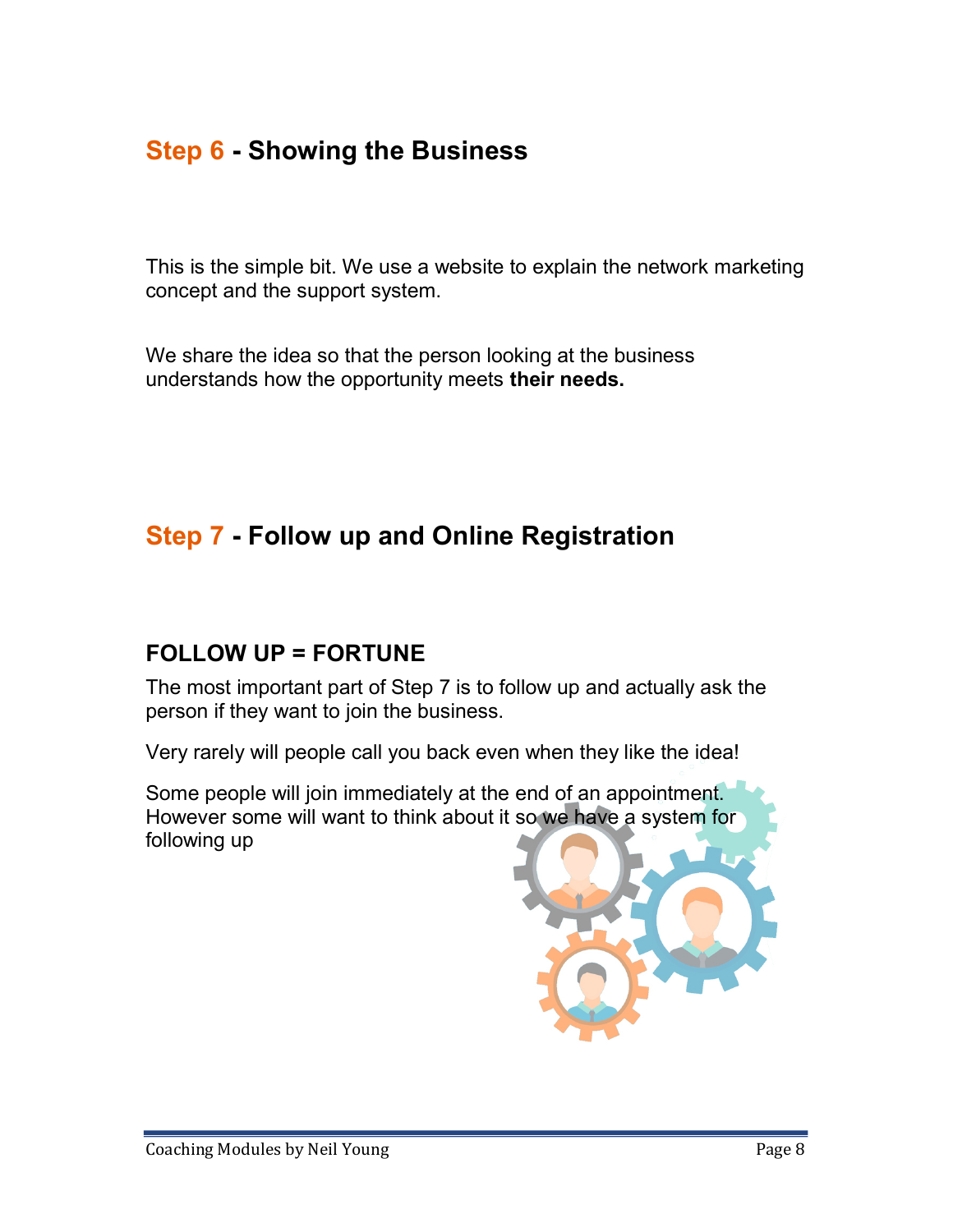## Step 6 - Showing the Business

This is the simple bit. We use a website to explain the network marketing concept and the support system.

We share the idea so that the person looking at the business understands how the opportunity meets **their needs.**

## Step 7 - Follow up and Online Registration

### FOLLOW UP = FORTUNE

The most important part of Step 7 is to follow up and actually ask the person if they want to join the business.

Very rarely will people call you back even when they like the idea!

Some people will join immediately at the end of an appointment. However some will want to think about it so we have a system for following up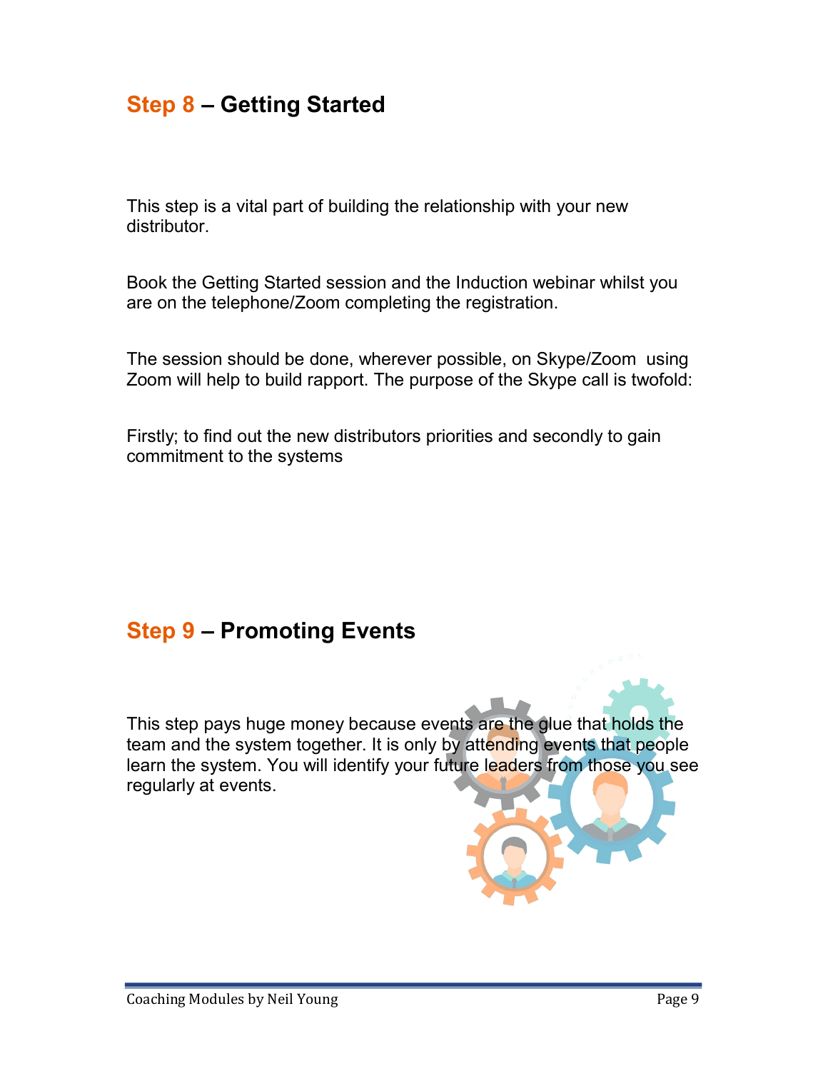## Step 8 – Getting Started

This step is a vital part of building the relationship with your new distributor.

Book the Getting Started session and the Induction webinar whilst you are on the telephone/Zoom completing the registration.

The session should be done, wherever possible, on Skype/Zoom  using Zoom will help to build rapport. The purpose of the Skype call is twofold:

Firstly; to find out the new distributors priorities and secondly to gain commitment to the systems

## Step 9 – Promoting Events

This step pays huge money because events are the glue that holds the team and the system together. It is only by attending events that people learn the system. You will identify your future leaders from those you see regularly at events.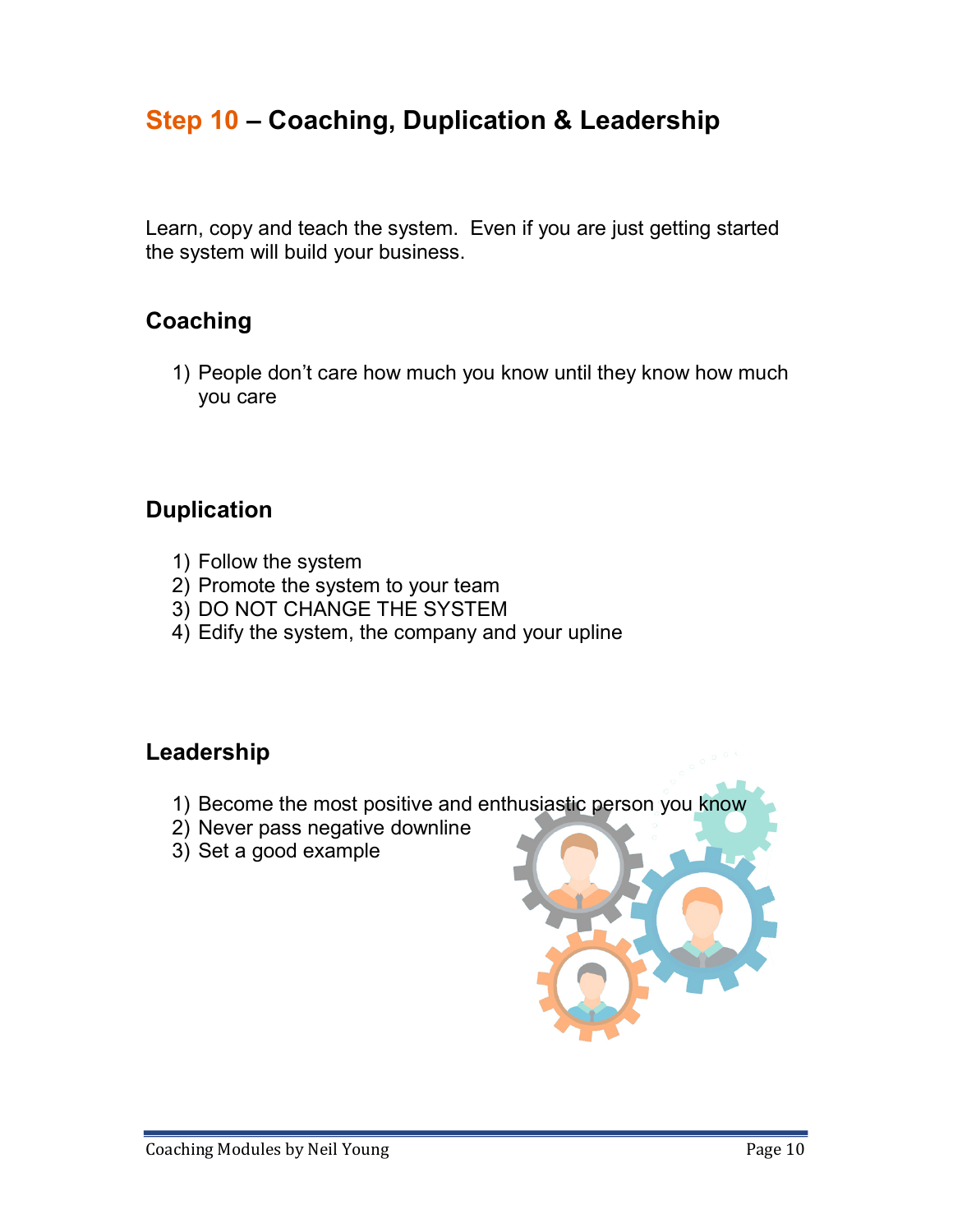## Step 10 – Coaching, Duplication & Leadership

Learn, copy and teach the system. Even if you are just getting started the system will build your business.

### Coaching

1) People don't care how much you know until they know how much you care

### Duplication

1) Follow the system
2) Promote the system to your team
3) DO NOT CHANGE THE SYSTEM
4) Edify the system, the company and your upline

### Leadership

1) Become the most positive and enthusiastic person you know
2) Never pass negative downline
3) Set a good example